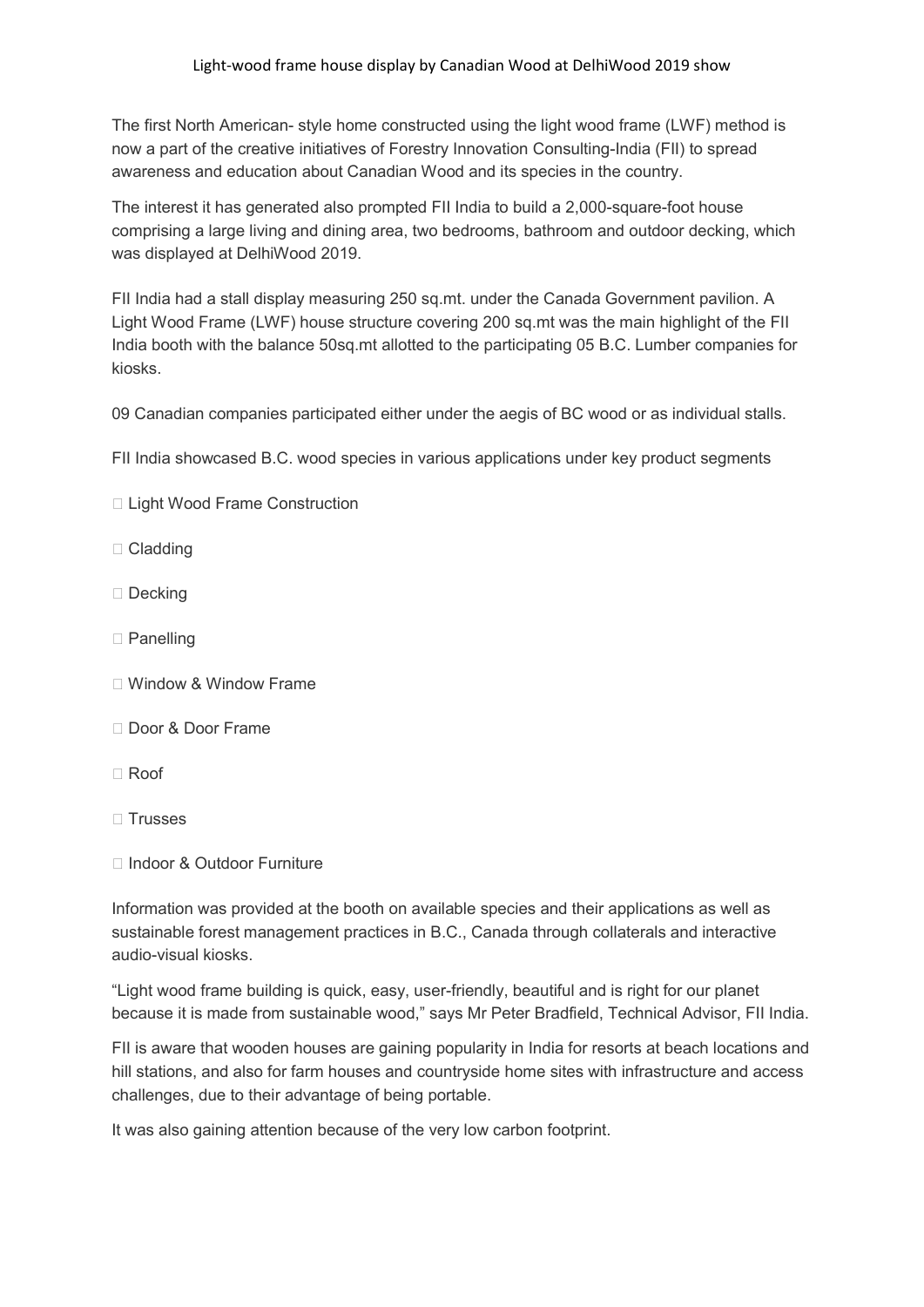# Light-wood frame house display by Canadian Wood at DelhiWood 2019 show

The first North American- style home constructed using the light wood frame (LWF) method is now a part of the creative initiatives of Forestry Innovation Consulting-India (FII) to spread awareness and education about Canadian Wood and its species in the country.

The interest it has generated also prompted FII India to build a 2,000-square-foot house comprising a large living and dining area, two bedrooms, bathroom and outdoor decking, which was displayed at DelhiWood 2019.

FII India had a stall display measuring 250 sq.mt. under the Canada Government pavilion. A Light Wood Frame (LWF) house structure covering 200 sq.mt was the main highlight of the FII India booth with the balance 50sq.mt allotted to the participating 05 B.C. Lumber companies for kiosks.

09 Canadian companies participated either under the aegis of BC wood or as individual stalls.

FII India showcased B.C. wood species in various applications under key product segments

- Light Wood Frame Construction
- Cladding
- Decking
- Panelling
- Window & Window Frame
- Door & Door Frame
- Roof
- Trusses
- Indoor & Outdoor Furniture

Information was provided at the booth on available species and their applications as well as sustainable forest management practices in B.C., Canada through collaterals and interactive audio-visual kiosks.

“Light wood frame building is quick, easy, user-friendly, beautiful and is right for our planet because it is made from sustainable wood,” says Mr Peter Bradfield, Technical Advisor, FII India.

FII is aware that wooden houses are gaining popularity in India for resorts at beach locations and hill stations, and also for farm houses and countryside home sites with infrastructure and access challenges, due to their advantage of being portable.

It was also gaining attention because of the very low carbon footprint.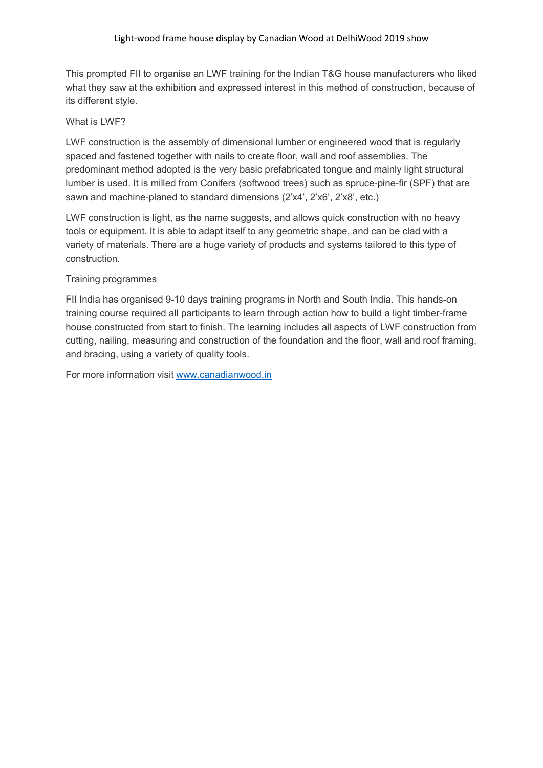Light-wood frame house display by Canadian Wood at DelhiWood 2019 show

This prompted FII to organise an LWF training for the Indian T&G house manufacturers who liked what they saw at the exhibition and expressed interest in this method of construction, because of its different style.

## What is LWF?

LWF construction is the assembly of dimensional lumber or engineered wood that is regularly spaced and fastened together with nails to create floor, wall and roof assemblies. The predominant method adopted is the very basic prefabricated tongue and mainly light structural lumber is used. It is milled from Conifers (softwood trees) such as spruce-pine-fir (SPF) that are sawn and machine-planed to standard dimensions (2'x4', 2'x6', 2'x8', etc.)

LWF construction is light, as the name suggests, and allows quick construction with no heavy tools or equipment. It is able to adapt itself to any geometric shape, and can be clad with a variety of materials. There are a huge variety of products and systems tailored to this type of construction.

## Training programmes

FII India has organised 9-10 days training programs in North and South India. This hands-on training course required all participants to learn through action how to build a light timber-frame house constructed from start to finish. The learning includes all aspects of LWF construction from cutting, nailing, measuring and construction of the foundation and the floor, wall and roof framing, and bracing, using a variety of quality tools.

For more information visit [www.canadianwood.in](www.canadianwood.in)